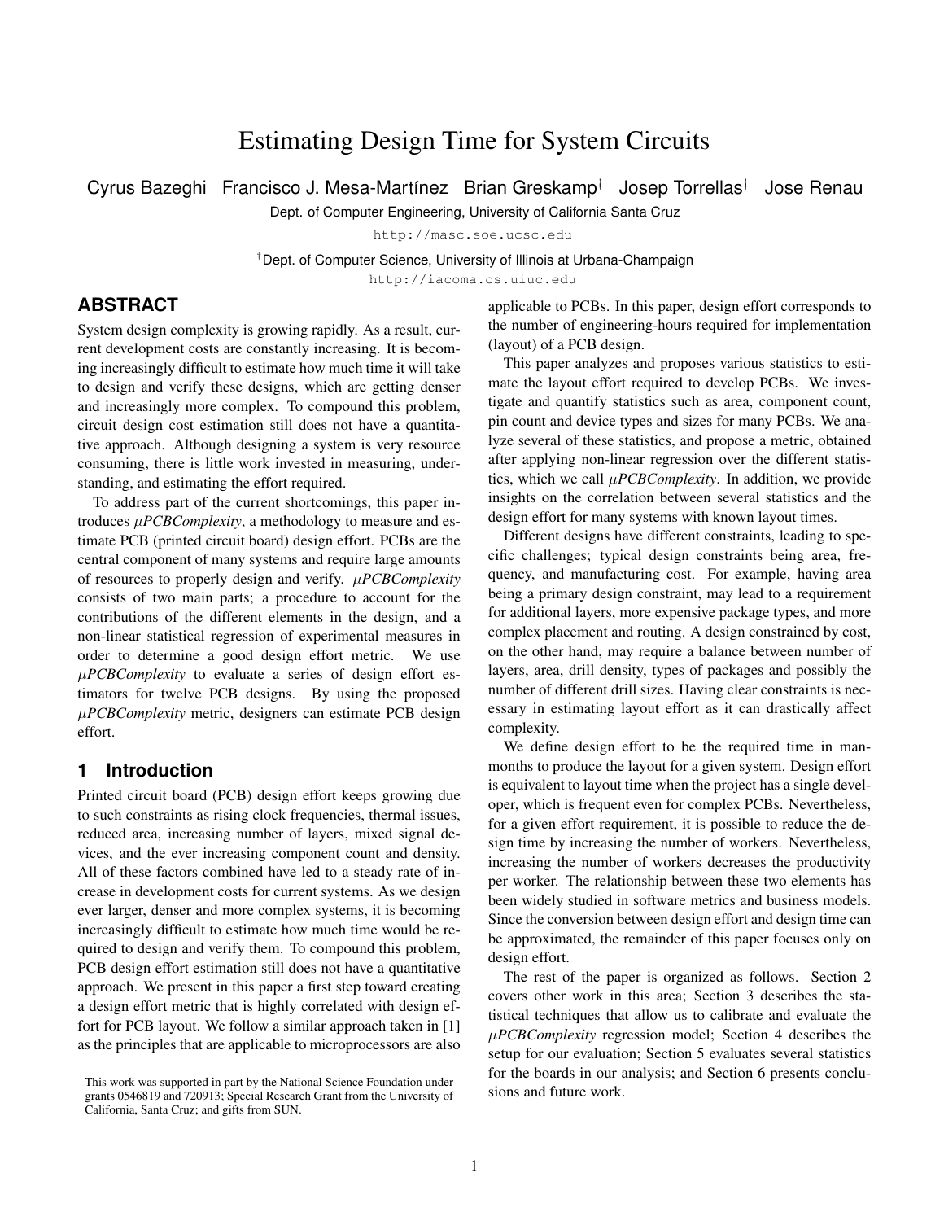# Estimating Design Time for System Circuits

Cyrus Bazeghi   Francisco J. Mesa-Martínez   Brian Greskamp[†]   Josep Torrellas[†]   Jose Renau

Dept. of Computer Engineering, University of California Santa Cruz

http://masc.soe.ucsc.edu

[†]Dept. of Computer Science, University of Illinois at Urbana-Champaign

http://iacoma.cs.uiuc.edu

## ABSTRACT

System design complexity is growing rapidly. As a result, current development costs are constantly increasing. It is becoming increasingly difficult to estimate how much time it will take to design and verify these designs, which are getting denser and increasingly more complex. To compound this problem, circuit design cost estimation still does not have a quantitative approach. Although designing a system is very resource consuming, there is little work invested in measuring, understanding, and estimating the effort required.

To address part of the current shortcomings, this paper introduces *µPCBComplexity*, a methodology to measure and estimate PCB (printed circuit board) design effort. PCBs are the central component of many systems and require large amounts of resources to properly design and verify. *µPCBComplexity* consists of two main parts; a procedure to account for the contributions of the different elements in the design, and a non-linear statistical regression of experimental measures in order to determine a good design effort metric. We use *µPCBComplexity* to evaluate a series of design effort estimators for twelve PCB designs. By using the proposed *µPCBComplexity* metric, designers can estimate PCB design effort.

## 1 Introduction

Printed circuit board (PCB) design effort keeps growing due to such constraints as rising clock frequencies, thermal issues, reduced area, increasing number of layers, mixed signal devices, and the ever increasing component count and density. All of these factors combined have led to a steady rate of increase in development costs for current systems. As we design ever larger, denser and more complex systems, it is becoming increasingly difficult to estimate how much time would be required to design and verify them. To compound this problem, PCB design effort estimation still does not have a quantitative approach. We present in this paper a first step toward creating a design effort metric that is highly correlated with design effort for PCB layout. We follow a similar approach taken in [1] as the principles that are applicable to microprocessors are also applicable to PCBs. In this paper, design effort corresponds to the number of engineering-hours required for implementation (layout) of a PCB design.

This paper analyzes and proposes various statistics to estimate the layout effort required to develop PCBs. We investigate and quantify statistics such as area, component count, pin count and device types and sizes for many PCBs. We analyze several of these statistics, and propose a metric, obtained after applying non-linear regression over the different statistics, which we call *µPCBComplexity*. In addition, we provide insights on the correlation between several statistics and the design effort for many systems with known layout times.

Different designs have different constraints, leading to specific challenges; typical design constraints being area, frequency, and manufacturing cost. For example, having area being a primary design constraint, may lead to a requirement for additional layers, more expensive package types, and more complex placement and routing. A design constrained by cost, on the other hand, may require a balance between number of layers, area, drill density, types of packages and possibly the number of different drill sizes. Having clear constraints is necessary in estimating layout effort as it can drastically affect complexity.

We define design effort to be the required time in man-months to produce the layout for a given system. Design effort is equivalent to layout time when the project has a single developer, which is frequent even for complex PCBs. Nevertheless, for a given effort requirement, it is possible to reduce the design time by increasing the number of workers. Nevertheless, increasing the number of workers decreases the productivity per worker. The relationship between these two elements has been widely studied in software metrics and business models. Since the conversion between design effort and design time can be approximated, the remainder of this paper focuses only on design effort.

The rest of the paper is organized as follows. Section 2 covers other work in this area; Section 3 describes the statistical techniques that allow us to calibrate and evaluate the *µPCBComplexity* regression model; Section 4 describes the setup for our evaluation; Section 5 evaluates several statistics for the boards in our analysis; and Section 6 presents conclusions and future work.

This work was supported in part by the National Science Foundation under grants 0546819 and 720913; Special Research Grant from the University of California, Santa Cruz; and gifts from SUN.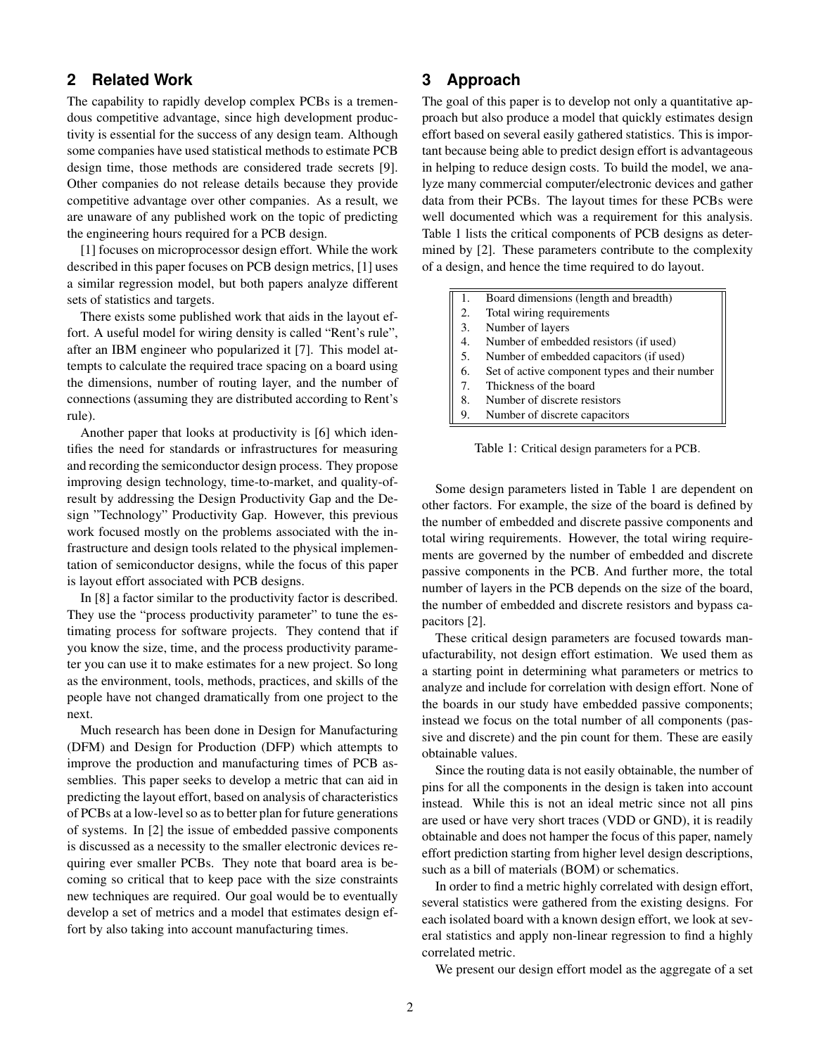## 2 Related Work

The capability to rapidly develop complex PCBs is a tremendous competitive advantage, since high development productivity is essential for the success of any design team. Although some companies have used statistical methods to estimate PCB design time, those methods are considered trade secrets [9]. Other companies do not release details because they provide competitive advantage over other companies. As a result, we are unaware of any published work on the topic of predicting the engineering hours required for a PCB design.

[1] focuses on microprocessor design effort. While the work described in this paper focuses on PCB design metrics, [1] uses a similar regression model, but both papers analyze different sets of statistics and targets.

There exists some published work that aids in the layout effort. A useful model for wiring density is called "Rent's rule", after an IBM engineer who popularized it [7]. This model attempts to calculate the required trace spacing on a board using the dimensions, number of routing layer, and the number of connections (assuming they are distributed according to Rent's rule).

Another paper that looks at productivity is [6] which identifies the need for standards or infrastructures for measuring and recording the semiconductor design process. They propose improving design technology, time-to-market, and quality-of-result by addressing the Design Productivity Gap and the Design "Technology" Productivity Gap. However, this previous work focused mostly on the problems associated with the infrastructure and design tools related to the physical implementation of semiconductor designs, while the focus of this paper is layout effort associated with PCB designs.

In [8] a factor similar to the productivity factor is described. They use the "process productivity parameter" to tune the estimating process for software projects. They contend that if you know the size, time, and the process productivity parameter you can use it to make estimates for a new project. So long as the environment, tools, methods, practices, and skills of the people have not changed dramatically from one project to the next.

Much research has been done in Design for Manufacturing (DFM) and Design for Production (DFP) which attempts to improve the production and manufacturing times of PCB assemblies. This paper seeks to develop a metric that can aid in predicting the layout effort, based on analysis of characteristics of PCBs at a low-level so as to better plan for future generations of systems. In [2] the issue of embedded passive components is discussed as a necessity to the smaller electronic devices requiring ever smaller PCBs. They note that board area is becoming so critical that to keep pace with the size constraints new techniques are required. Our goal would be to eventually develop a set of metrics and a model that estimates design effort by also taking into account manufacturing times.

## 3 Approach

The goal of this paper is to develop not only a quantitative approach but also produce a model that quickly estimates design effort based on several easily gathered statistics. This is important because being able to predict design effort is advantageous in helping to reduce design costs. To build the model, we analyze many commercial computer/electronic devices and gather data from their PCBs. The layout times for these PCBs were well documented which was a requirement for this analysis. Table 1 lists the critical components of PCB designs as determined by [2]. These parameters contribute to the complexity of a design, and hence the time required to do layout.

| | |
|---|---|
| 1. | Board dimensions (length and breadth) |
| 2. | Total wiring requirements |
| 3. | Number of layers |
| 4. | Number of embedded resistors (if used) |
| 5. | Number of embedded capacitors (if used) |
| 6. | Set of active component types and their number |
| 7. | Thickness of the board |
| 8. | Number of discrete resistors |
| 9. | Number of discrete capacitors |

Table 1: Critical design parameters for a PCB.

Some design parameters listed in Table 1 are dependent on other factors. For example, the size of the board is defined by the number of embedded and discrete passive components and total wiring requirements. However, the total wiring requirements are governed by the number of embedded and discrete passive components in the PCB. And further more, the total number of layers in the PCB depends on the size of the board, the number of embedded and discrete resistors and bypass capacitors [2].

These critical design parameters are focused towards manufacturability, not design effort estimation. We used them as a starting point in determining what parameters or metrics to analyze and include for correlation with design effort. None of the boards in our study have embedded passive components; instead we focus on the total number of all components (passive and discrete) and the pin count for them. These are easily obtainable values.

Since the routing data is not easily obtainable, the number of pins for all the components in the design is taken into account instead. While this is not an ideal metric since not all pins are used or have very short traces (VDD or GND), it is readily obtainable and does not hamper the focus of this paper, namely effort prediction starting from higher level design descriptions, such as a bill of materials (BOM) or schematics.

In order to find a metric highly correlated with design effort, several statistics were gathered from the existing designs. For each isolated board with a known design effort, we look at several statistics and apply non-linear regression to find a highly correlated metric.

We present our design effort model as the aggregate of a set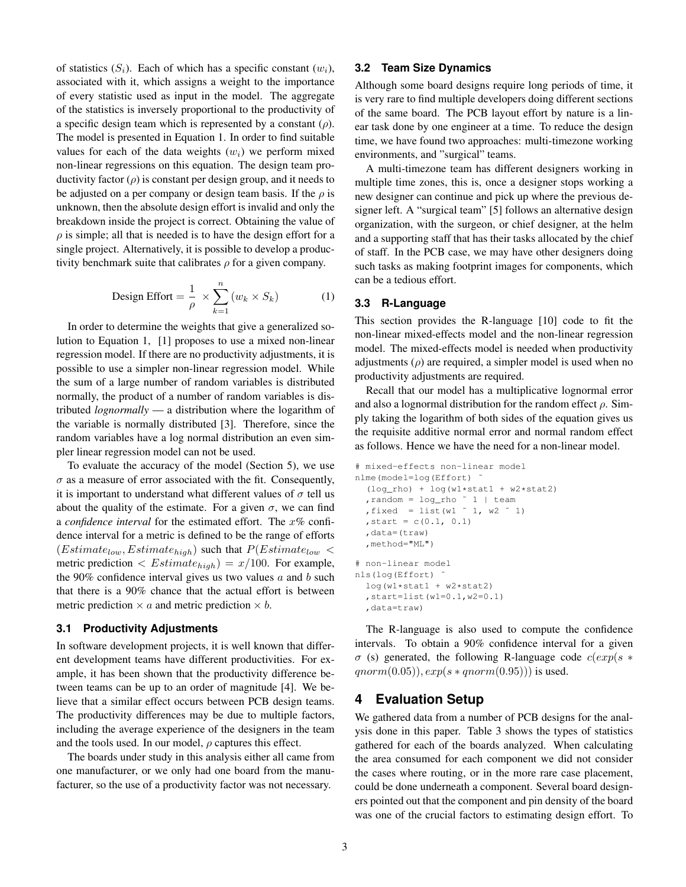of statistics ($S_i$). Each of which has a specific constant ($w_i$), associated with it, which assigns a weight to the importance of every statistic used as input in the model. The aggregate of the statistics is inversely proportional to the productivity of a specific design team which is represented by a constant ($\rho$). The model is presented in Equation 1. In order to find suitable values for each of the data weights ($w_i$) we perform mixed non-linear regressions on this equation. The design team productivity factor ($\rho$) is constant per design group, and it needs to be adjusted on a per company or design team basis. If the $\rho$ is unknown, then the absolute design effort is invalid and only the breakdown inside the project is correct. Obtaining the value of $\rho$ is simple; all that is needed is to have the design effort for a single project. Alternatively, it is possible to develop a productivity benchmark suite that calibrates $\rho$ for a given company.

$$\text{Design Effort} = \frac{1}{\rho} \times \sum_{k=1}^{n} (w_k \times S_k) \tag{1}$$

In order to determine the weights that give a generalized solution to Equation 1, [1] proposes to use a mixed non-linear regression model. If there are no productivity adjustments, it is possible to use a simpler non-linear regression model. While the sum of a large number of random variables is distributed normally, the product of a number of random variables is distributed *lognormally* — a distribution where the logarithm of the variable is normally distributed [3]. Therefore, since the random variables have a log normal distribution an even simpler linear regression model can not be used.

To evaluate the accuracy of the model (Section 5), we use $\sigma$ as a measure of error associated with the fit. Consequently, it is important to understand what different values of $\sigma$ tell us about the quality of the estimate. For a given $\sigma$, we can find a *confidence interval* for the estimated effort. The $x$% confidence interval for a metric is defined to be the range of efforts $(Estimate_{low}, Estimate_{high})$ such that $P(Estimate_{low} <$ metric prediction $< Estimate_{high}) = x/100$. For example, the 90% confidence interval gives us two values $a$ and $b$ such that there is a 90% chance that the actual effort is between metric prediction $\times$ $a$ and metric prediction $\times$ $b$.

### 3.1 Productivity Adjustments

In software development projects, it is well known that different development teams have different productivities. For example, it has been shown that the productivity difference between teams can be up to an order of magnitude [4]. We believe that a similar effect occurs between PCB design teams. The productivity differences may be due to multiple factors, including the average experience of the designers in the team and the tools used. In our model, $\rho$ captures this effect.

The boards under study in this analysis either all came from one manufacturer, or we only had one board from the manufacturer, so the use of a productivity factor was not necessary.

### 3.2 Team Size Dynamics

Although some board designs require long periods of time, it is very rare to find multiple developers doing different sections of the same board. The PCB layout effort by nature is a linear task done by one engineer at a time. To reduce the design time, we have found two approaches: multi-timezone working environments, and "surgical" teams.

A multi-timezone team has different designers working in multiple time zones, this is, once a designer stops working a new designer can continue and pick up where the previous designer left. A "surgical team" [5] follows an alternative design organization, with the surgeon, or chief designer, at the helm and a supporting staff that has their tasks allocated by the chief of staff. In the PCB case, we may have other designers doing such tasks as making footprint images for components, which can be a tedious effort.

### 3.3 R-Language

This section provides the R-language [10] code to fit the non-linear mixed-effects model and the non-linear regression model. The mixed-effects model is needed when productivity adjustments ($\rho$) are required, a simpler model is used when no productivity adjustments are required.

Recall that our model has a multiplicative lognormal error and also a lognormal distribution for the random effect $\rho$. Simply taking the logarithm of both sides of the equation gives us the requisite additive normal error and normal random effect as follows. Hence we have the need for a non-linear model.

```
# mixed-effects non-linear model
nlme(model=log(Effort) ~
  (log_rho) + log(w1*stat1 + w2*stat2)
  ,random = log_rho ~ 1 | team
  ,fixed  = list(w1 ~ 1, w2 ~ 1)
  ,start = c(0.1, 0.1)
  ,data=(traw)
  ,method="ML")

# non-linear model
nls(log(Effort) ~
  log(w1*stat1 + w2*stat2)
  ,start=list(w1=0.1,w2=0.1)
  ,data=traw)
```

The R-language is also used to compute the confidence intervals. To obtain a 90% confidence interval for a given $\sigma$ (s) generated, the following R-language code $c(exp(s * qnorm(0.05)), exp(s * qnorm(0.95)))$ is used.

## 4 Evaluation Setup

We gathered data from a number of PCB designs for the analysis done in this paper. Table 3 shows the types of statistics gathered for each of the boards analyzed. When calculating the area consumed for each component we did not consider the cases where routing, or in the more rare case placement, could be done underneath a component. Several board designers pointed out that the component and pin density of the board was one of the crucial factors to estimating design effort. To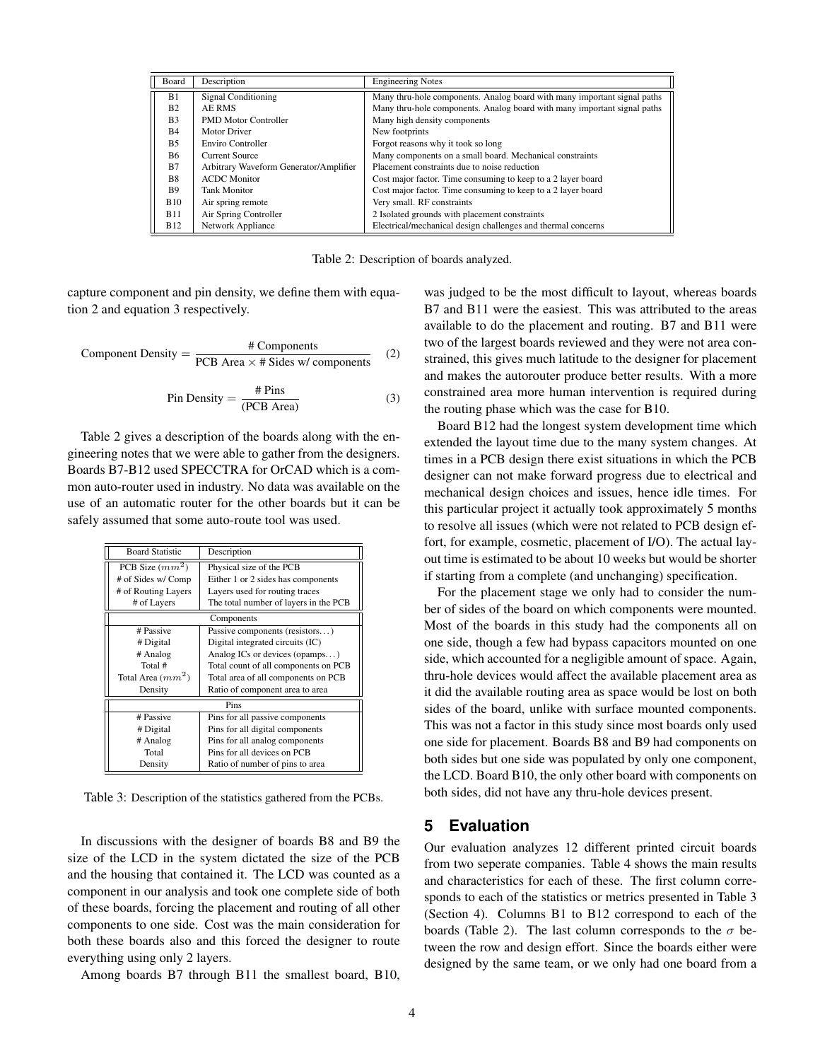| Board | Description | Engineering Notes |
|---|---|---|
| B1 | Signal Conditioning | Many thru-hole components. Analog board with many important signal paths |
| B2 | AE RMS | Many thru-hole components. Analog board with many important signal paths |
| B3 | PMD Motor Controller | Many high density components |
| B4 | Motor Driver | New footprints |
| B5 | Enviro Controller | Forgot reasons why it took so long |
| B6 | Current Source | Many components on a small board. Mechanical constraints |
| B7 | Arbitrary Waveform Generator/Amplifier | Placement constraints due to noise reduction |
| B8 | ACDC Monitor | Cost major factor. Time consuming to keep to a 2 layer board |
| B9 | Tank Monitor | Cost major factor. Time consuming to keep to a 2 layer board |
| B10 | Air spring remote | Very small. RF constraints |
| B11 | Air Spring Controller | 2 Isolated grounds with placement constraints |
| B12 | Network Appliance | Electrical/mechanical design challenges and thermal concerns |

Table 2: Description of boards analyzed.

capture component and pin density, we define them with equation 2 and equation 3 respectively.

$$\text{Component Density} = \frac{\text{\# Components}}{\text{PCB Area} \times \text{\# Sides w/ components}} \quad (2)$$

$$\text{Pin Density} = \frac{\text{\# Pins}}{\text{(PCB Area)}} \quad (3)$$

Table 2 gives a description of the boards along with the engineering notes that we were able to gather from the designers. Boards B7-B12 used SPECCTRA for OrCAD which is a common auto-router used in industry. No data was available on the use of an automatic router for the other boards but it can be safely assumed that some auto-route tool was used.

| Board Statistic | Description |
|---|---|
| PCB Size ($mm^2$) | Physical size of the PCB |
| # of Sides w/ Comp | Either 1 or 2 sides has components |
| # of Routing Layers | Layers used for routing traces |
| # of Layers | The total number of layers in the PCB |
| **Components** | |
| # Passive | Passive components (resistors…) |
| # Digital | Digital integrated circuits (IC) |
| # Analog | Analog ICs or devices (opamps…) |
| Total # | Total count of all components on PCB |
| Total Area ($mm^2$) | Total area of all components on PCB |
| Density | Ratio of component area to area |
| **Pins** | |
| # Passive | Pins for all passive components |
| # Digital | Pins for all digital components |
| # Analog | Pins for all analog components |
| Total | Pins for all devices on PCB |
| Density | Ratio of number of pins to area |

Table 3: Description of the statistics gathered from the PCBs.

In discussions with the designer of boards B8 and B9 the size of the LCD in the system dictated the size of the PCB and the housing that contained it. The LCD was counted as a component in our analysis and took one complete side of both of these boards, forcing the placement and routing of all other components to one side. Cost was the main consideration for both these boards also and this forced the designer to route everything using only 2 layers.

Among boards B7 through B11 the smallest board, B10, was judged to be the most difficult to layout, whereas boards B7 and B11 were the easiest. This was attributed to the areas available to do the placement and routing. B7 and B11 were two of the largest boards reviewed and they were not area constrained, this gives much latitude to the designer for placement and makes the autorouter produce better results. With a more constrained area more human intervention is required during the routing phase which was the case for B10.

Board B12 had the longest system development time which extended the layout time due to the many system changes. At times in a PCB design there exist situations in which the PCB designer can not make forward progress due to electrical and mechanical design choices and issues, hence idle times. For this particular project it actually took approximately 5 months to resolve all issues (which were not related to PCB design effort, for example, cosmetic, placement of I/O). The actual layout time is estimated to be about 10 weeks but would be shorter if starting from a complete (and unchanging) specification.

For the placement stage we only had to consider the number of sides of the board on which components were mounted. Most of the boards in this study had the components all on one side, though a few had bypass capacitors mounted on one side, which accounted for a negligible amount of space. Again, thru-hole devices would affect the available placement area as it did the available routing area as space would be lost on both sides of the board, unlike with surface mounted components. This was not a factor in this study since most boards only used one side for placement. Boards B8 and B9 had components on both sides but one side was populated by only one component, the LCD. Board B10, the only other board with components on both sides, did not have any thru-hole devices present.

## 5 Evaluation

Our evaluation analyzes 12 different printed circuit boards from two seperate companies. Table 4 shows the main results and characteristics for each of these. The first column corresponds to each of the statistics or metrics presented in Table 3 (Section 4). Columns B1 to B12 correspond to each of the boards (Table 2). The last column corresponds to the $\sigma$ between the row and design effort. Since the boards either were designed by the same team, or we only had one board from a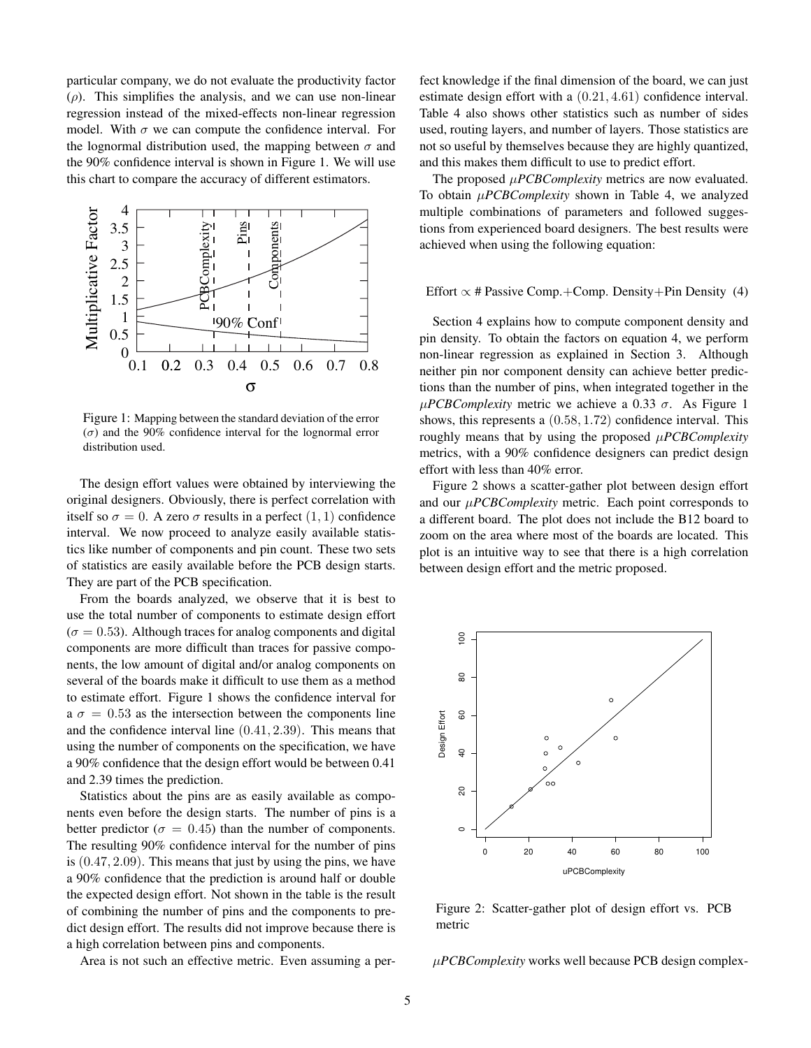particular company, we do not evaluate the productivity factor ($\rho$). This simplifies the analysis, and we can use non-linear regression instead of the mixed-effects non-linear regression model. With $\sigma$ we can compute the confidence interval. For the lognormal distribution used, the mapping between $\sigma$ and the 90% confidence interval is shown in Figure 1. We will use this chart to compare the accuracy of different estimators.

Multiplicative Factor
4
3.5
3
2.5
2
1.5
1
0.5
0
0.1 0.2 0.3 0.4 0.5 0.6 0.7 0.8
σ
PCBComplexity
Pins
Components
90% Conf

Figure 1: Mapping between the standard deviation of the error ($\sigma$) and the 90% confidence interval for the lognormal error distribution used.

The design effort values were obtained by interviewing the original designers. Obviously, there is perfect correlation with itself so $\sigma = 0$. A zero $\sigma$ results in a perfect $(1, 1)$ confidence interval. We now proceed to analyze easily available statistics like number of components and pin count. These two sets of statistics are easily available before the PCB design starts. They are part of the PCB specification.

From the boards analyzed, we observe that it is best to use the total number of components to estimate design effort ($\sigma = 0.53$). Although traces for analog components and digital components are more difficult than traces for passive components, the low amount of digital and/or analog components on several of the boards make it difficult to use them as a method to estimate effort. Figure 1 shows the confidence interval for a $\sigma = 0.53$ as the intersection between the components line and the confidence interval line $(0.41, 2.39)$. This means that using the number of components on the specification, we have a 90% confidence that the design effort would be between 0.41 and 2.39 times the prediction.

Statistics about the pins are as easily available as components even before the design starts. The number of pins is a better predictor ($\sigma = 0.45$) than the number of components. The resulting 90% confidence interval for the number of pins is $(0.47, 2.09)$. This means that just by using the pins, we have a 90% confidence that the prediction is around half or double the expected design effort. Not shown in the table is the result of combining the number of pins and the components to predict design effort. The results did not improve because there is a high correlation between pins and components.

Area is not such an effective metric. Even assuming a perfect knowledge if the final dimension of the board, we can just estimate design effort with a $(0.21, 4.61)$ confidence interval. Table 4 also shows other statistics such as number of sides used, routing layers, and number of layers. Those statistics are not so useful by themselves because they are highly quantized, and this makes them difficult to use to predict effort.

The proposed *$\mu$PCBComplexity* metrics are now evaluated. To obtain *$\mu$PCBComplexity* shown in Table 4, we analyzed multiple combinations of parameters and followed suggestions from experienced board designers. The best results were achieved when using the following equation:

$$\text{Effort} \propto \text{\# Passive Comp.} + \text{Comp. Density} + \text{Pin Density} \quad (4)$$

Section 4 explains how to compute component density and pin density. To obtain the factors on equation 4, we perform non-linear regression as explained in Section 3. Although neither pin nor component density can achieve better predictions than the number of pins, when integrated together in the *$\mu$PCBComplexity* metric we achieve a 0.33 $\sigma$. As Figure 1 shows, this represents a $(0.58, 1.72)$ confidence interval. This roughly means that by using the proposed *$\mu$PCBComplexity* metrics, with a 90% confidence designers can predict design effort with less than 40% error.

Figure 2 shows a scatter-gather plot between design effort and our *$\mu$PCBComplexity* metric. Each point corresponds to a different board. The plot does not include the B12 board to zoom on the area where most of the boards are located. This plot is an intuitive way to see that there is a high correlation between design effort and the metric proposed.

Design Effort
0
20
40
60
80
100
0 20 40 60 80 100
uPCBComplexity

Figure 2: Scatter-gather plot of design effort vs. PCB metric

*$\mu$PCBComplexity* works well because PCB design complex-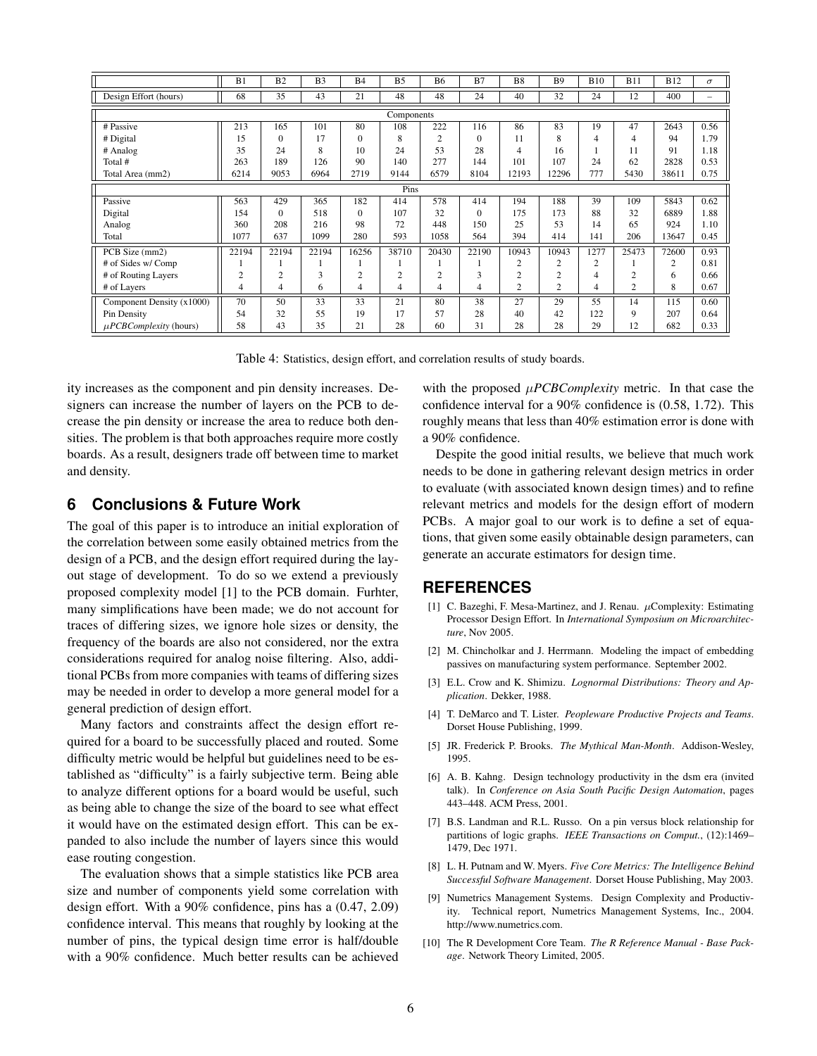| | B1 | B2 | B3 | B4 | B5 | B6 | B7 | B8 | B9 | B10 | B11 | B12 | $\sigma$ |
|---|---|---|---|---|---|---|---|---|---|---|---|---|---|
| Design Effort (hours) | 68 | 35 | 43 | 21 | 48 | 48 | 24 | 40 | 32 | 24 | 12 | 400 | – |
| Components | | | | | | | | | | | | | |
| # Passive | 213 | 165 | 101 | 80 | 108 | 222 | 116 | 86 | 83 | 19 | 47 | 2643 | 0.56 |
| # Digital | 15 | 0 | 17 | 0 | 8 | 2 | 0 | 11 | 8 | 4 | 4 | 94 | 1.79 |
| # Analog | 35 | 24 | 8 | 10 | 24 | 53 | 28 | 4 | 16 | 1 | 11 | 91 | 1.18 |
| Total # | 263 | 189 | 126 | 90 | 140 | 277 | 144 | 101 | 107 | 24 | 62 | 2828 | 0.53 |
| Total Area (mm2) | 6214 | 9053 | 6964 | 2719 | 9144 | 6579 | 8104 | 12193 | 12296 | 777 | 5430 | 38611 | 0.75 |
| Pins | | | | | | | | | | | | | |
| Passive | 563 | 429 | 365 | 182 | 414 | 578 | 414 | 194 | 188 | 39 | 109 | 5843 | 0.62 |
| Digital | 154 | 0 | 518 | 0 | 107 | 32 | 0 | 175 | 173 | 88 | 32 | 6889 | 1.88 |
| Analog | 360 | 208 | 216 | 98 | 72 | 448 | 150 | 25 | 53 | 14 | 65 | 924 | 1.10 |
| Total | 1077 | 637 | 1099 | 280 | 593 | 1058 | 564 | 394 | 414 | 141 | 206 | 13647 | 0.45 |
| PCB Size (mm2) | 22194 | 22194 | 22194 | 16256 | 38710 | 20430 | 22190 | 10943 | 10943 | 1277 | 25473 | 72600 | 0.93 |
| # of Sides w/ Comp | 1 | 1 | 1 | 1 | 1 | 1 | 1 | 2 | 2 | 2 | 1 | 2 | 0.81 |
| # of Routing Layers | 2 | 2 | 3 | 2 | 2 | 2 | 3 | 2 | 2 | 4 | 2 | 6 | 0.66 |
| # of Layers | 4 | 4 | 6 | 4 | 4 | 4 | 4 | 2 | 2 | 4 | 2 | 8 | 0.67 |
| Component Density (x1000) | 70 | 50 | 33 | 33 | 21 | 80 | 38 | 27 | 29 | 55 | 14 | 115 | 0.60 |
| Pin Density | 54 | 32 | 55 | 19 | 17 | 57 | 28 | 40 | 42 | 122 | 9 | 207 | 0.64 |
| *µPCBComplexity* (hours) | 58 | 43 | 35 | 21 | 28 | 60 | 31 | 28 | 28 | 29 | 12 | 682 | 0.33 |

Table 4: Statistics, design effort, and correlation results of study boards.

ity increases as the component and pin density increases. Designers can increase the number of layers on the PCB to decrease the pin density or increase the area to reduce both densities. The problem is that both approaches require more costly boards. As a result, designers trade off between time to market and density.

## 6 Conclusions & Future Work

The goal of this paper is to introduce an initial exploration of the correlation between some easily obtained metrics from the design of a PCB, and the design effort required during the layout stage of development. To do so we extend a previously proposed complexity model [1] to the PCB domain. Furhter, many simplifications have been made; we do not account for traces of differing sizes, we ignore hole sizes or density, the frequency of the boards are also not considered, nor the extra considerations required for analog noise filtering. Also, additional PCBs from more companies with teams of differing sizes may be needed in order to develop a more general model for a general prediction of design effort.

Many factors and constraints affect the design effort required for a board to be successfully placed and routed. Some difficulty metric would be helpful but guidelines need to be established as "difficulty" is a fairly subjective term. Being able to analyze different options for a board would be useful, such as being able to change the size of the board to see what effect it would have on the estimated design effort. This can be expanded to also include the number of layers since this would ease routing congestion.

The evaluation shows that a simple statistics like PCB area size and number of components yield some correlation with design effort. With a 90% confidence, pins has a (0.47, 2.09) confidence interval. This means that roughly by looking at the number of pins, the typical design time error is half/double with a 90% confidence. Much better results can be achieved with the proposed *µPCBComplexity* metric. In that case the confidence interval for a 90% confidence is (0.58, 1.72). This roughly means that less than 40% estimation error is done with a 90% confidence.

Despite the good initial results, we believe that much work needs to be done in gathering relevant design metrics in order to evaluate (with associated known design times) and to refine relevant metrics and models for the design effort of modern PCBs. A major goal to our work is to define a set of equations, that given some easily obtainable design parameters, can generate an accurate estimators for design time.

## REFERENCES

[1] C. Bazeghi, F. Mesa-Martinez, and J. Renau. µComplexity: Estimating Processor Design Effort. In *International Symposium on Microarchitecture*, Nov 2005.

[2] M. Chincholkar and J. Herrmann. Modeling the impact of embedding passives on manufacturing system performance. September 2002.

[3] E.L. Crow and K. Shimizu. *Lognormal Distributions: Theory and Application*. Dekker, 1988.

[4] T. DeMarco and T. Lister. *Peopleware Productive Projects and Teams*. Dorset House Publishing, 1999.

[5] JR. Frederick P. Brooks. *The Mythical Man-Month*. Addison-Wesley, 1995.

[6] A. B. Kahng. Design technology productivity in the dsm era (invited talk). In *Conference on Asia South Pacific Design Automation*, pages 443–448. ACM Press, 2001.

[7] B.S. Landman and R.L. Russo. On a pin versus block relationship for partitions of logic graphs. *IEEE Transactions on Comput.*, (12):1469–1479, Dec 1971.

[8] L. H. Putnam and W. Myers. *Five Core Metrics: The Intelligence Behind Successful Software Management*. Dorset House Publishing, May 2003.

[9] Numetrics Management Systems. Design Complexity and Productivity. Technical report, Numetrics Management Systems, Inc., 2004. http://www.numetrics.com.

[10] The R Development Core Team. *The R Reference Manual - Base Package*. Network Theory Limited, 2005.